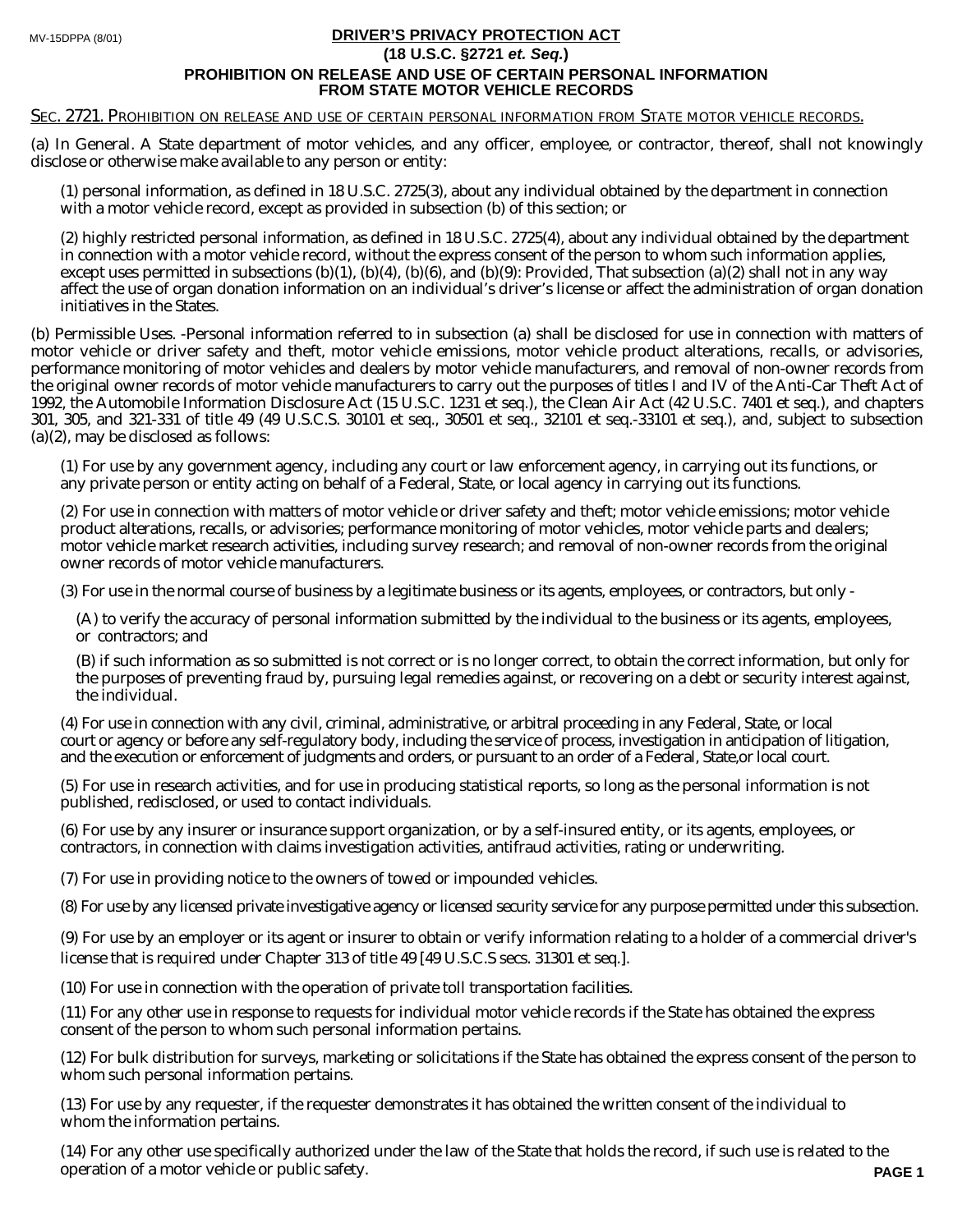MV-15DPPA (8/01)

# DRIVER'S PRIVACY PROTECTION ACT

## (18 U.S.C. §2721 *et. Seq.*)

## PROHIBITION ON RELEASE AND USE OF CERTAIN PERSONAL INFORMATION FROM STATE MOTOR VEHICLE RECORDS

### SEC. 2721. PROHIBITION ON RELEASE AND USE OF CERTAIN PERSONAL INFORMATION FROM STATE MOTOR VEHICLE RECORDS.

(a) In General. A State department of motor vehicles, and any officer, employee, or contractor, thereof, shall not knowingly disclose or otherwise make available to any person or entity:

(1) personal information, as defined in 18 U.S.C. 2725(3), about any individual obtained by the department in connection with a motor vehicle record, except as provided in subsection (b) of this section; or

(2) highly restricted personal information, as defined in 18 U.S.C. 2725(4), about any individual obtained by the department in connection with a motor vehicle record, without the express consent of the person to whom such information applies, except uses permitted in subsections (b)(1), (b)(4), (b)(6), and (b)(9): Provided, That subsection (a)(2) shall not in any way affect the use of organ donation information on an individual's driver's license or affect the administration of organ donation initiatives in the States.

(b) Permissible Uses. -Personal information referred to in subsection (a) shall be disclosed for use in connection with matters of motor vehicle or driver safety and theft, motor vehicle emissions, motor vehicle product alterations, recalls, or advisories, performance monitoring of motor vehicles and dealers by motor vehicle manufacturers, and removal of non-owner records from the original owner records of motor vehicle manufacturers to carry out the purposes of titles I and IV of the Anti-Car Theft Act of 1992, the Automobile Information Disclosure Act (15 U.S.C. 1231 et seq.), the Clean Air Act (42 U.S.C. 7401 et seq.), and chapters 301, 305, and 321-331 of title 49 (49 U.S.C.S. 30101 et seq., 30501 et seq., 32101 et seq.-33101 et seq.), and, subject to subsection (a)(2), may be disclosed as follows:

(1) For use by any government agency, including any court or law enforcement agency, in carrying out its functions, or any private person or entity acting on behalf of a Federal, State, or local agency in carrying out its functions.

(2) For use in connection with matters of motor vehicle or driver safety and theft; motor vehicle emissions; motor vehicle product alterations, recalls, or advisories; performance monitoring of motor vehicles, motor vehicle parts and dealers; motor vehicle market research activities, including survey research; and removal of non-owner records from the original owner records of motor vehicle manufacturers.

(3) For use in the normal course of business by a legitimate business or its agents, employees, or contractors, but only -

(A) to verify the accuracy of personal information submitted by the individual to the business or its agents, employees, or contractors; and

(B) if such information as so submitted is not correct or is no longer correct, to obtain the correct information, but only for the purposes of preventing fraud by, pursuing legal remedies against, or recovering on a debt or security interest against, the individual.

(4) For use in connection with any civil, criminal, administrative, or arbitral proceeding in any Federal, State, or local court or agency or before any self-regulatory body, including the service of process, investigation in anticipation of litigation, and the execution or enforcement of judgments and orders, or pursuant to an order of a Federal, State,or local court.

(5) For use in research activities, and for use in producing statistical reports, so long as the personal information is not published, redisclosed, or used to contact individuals.

(6) For use by any insurer or insurance support organization, or by a self-insured entity, or its agents, employees, or contractors, in connection with claims investigation activities, antifraud activities, rating or underwriting.

(7) For use in providing notice to the owners of towed or impounded vehicles.

(8) For use by any licensed private investigative agency or licensed security service for any purpose permitted under this subsection.

(9) For use by an employer or its agent or insurer to obtain or verify information relating to a holder of a commercial driver's license that is required under Chapter 313 of title 49 [49 U.S.C.S secs. 31301 et seq.].

(10) For use in connection with the operation of private toll transportation facilities.

(11) For any other use in response to requests for individual motor vehicle records if the State has obtained the express consent of the person to whom such personal information pertains.

(12) For bulk distribution for surveys, marketing or solicitations if the State has obtained the express consent of the person to whom such personal information pertains.

(13) For use by any requester, if the requester demonstrates it has obtained the written consent of the individual to whom the information pertains.

(14) For any other use specifically authorized under the law of the State that holds the record, if such use is related to the operation of a motor vehicle or public safety.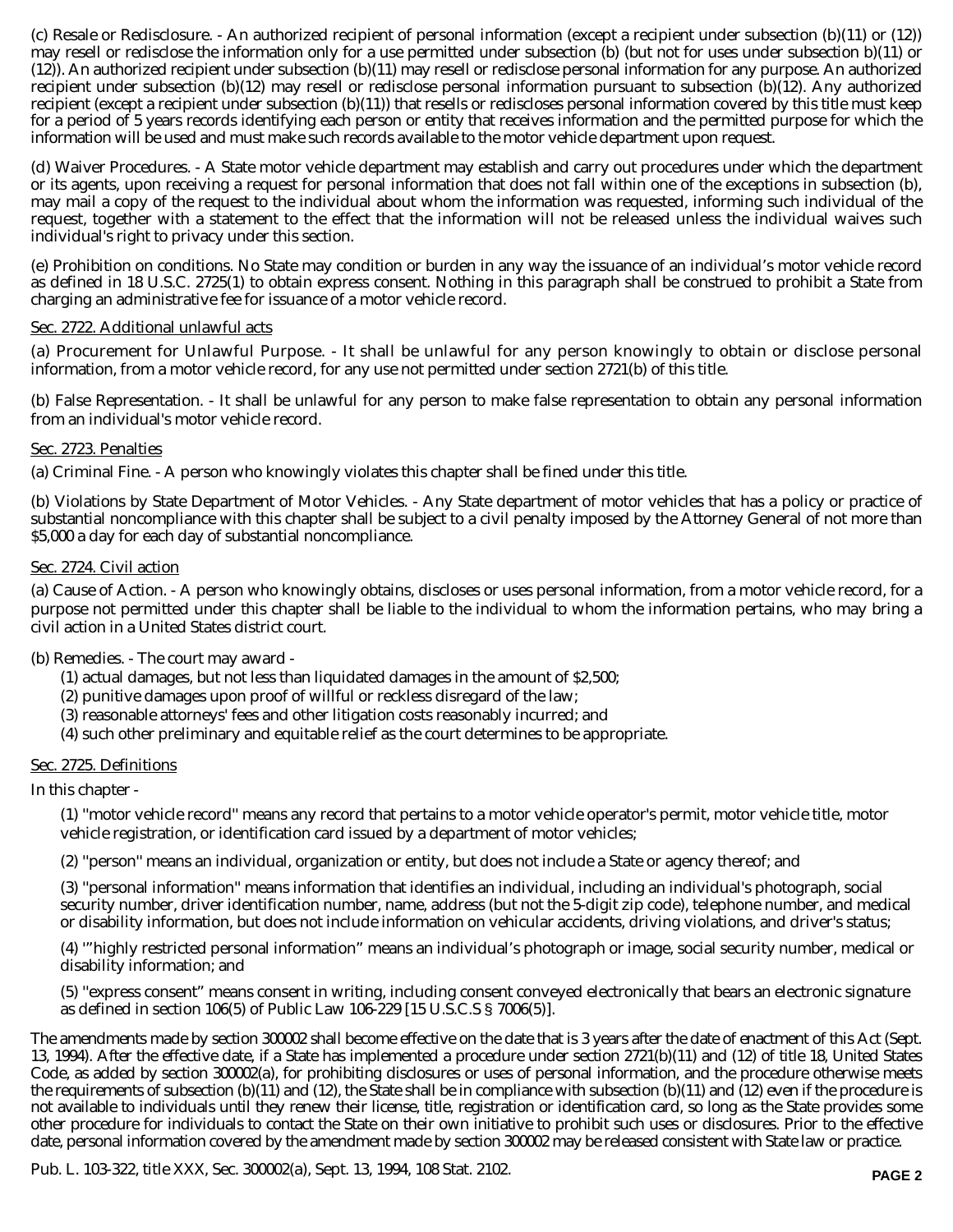(c) Resale or Redisclosure. - An authorized recipient of personal information (except a recipient under subsection (b)(11) or (12)) may resell or redisclose the information only for a use permitted under subsection (b) (but not for uses under subsection b)(11) or (12)). An authorized recipient under subsection (b)(11) may resell or redisclose personal information for any purpose. An authorized recipient under subsection (b)(12) may resell or redisclose personal information pursuant to subsection (b)(12). Any authorized recipient (except a recipient under subsection (b)(11)) that resells or rediscloses personal information covered by this title must keep for a period of 5 years records identifying each person or entity that receives information and the permitted purpose for which the information will be used and must make such records available to the motor vehicle department upon request.

(d) Waiver Procedures. - A State motor vehicle department may establish and carry out procedures under which the department or its agents, upon receiving a request for personal information that does not fall within one of the exceptions in subsection (b), may mail a copy of the request to the individual about whom the information was requested, informing such individual of the request, together with a statement to the effect that the information will not be released unless the individual waives such individual's right to privacy under this section.

(e) Prohibition on conditions. No State may condition or burden in any way the issuance of an individual's motor vehicle record as defined in 18 U.S.C. 2725(1) to obtain express consent. Nothing in this paragraph shall be construed to prohibit a State from charging an administrative fee for issuance of a motor vehicle record.

## Sec. 2722. Additional unlawful acts

(a) Procurement for Unlawful Purpose. - It shall be unlawful for any person knowingly to obtain or disclose personal information, from a motor vehicle record, for any use not permitted under section 2721(b) of this title.

(b) False Representation. - It shall be unlawful for any person to make false representation to obtain any personal information from an individual's motor vehicle record.

## Sec. 2723. Penalties

(a) Criminal Fine. - A person who knowingly violates this chapter shall be fined under this title.

(b) Violations by State Department of Motor Vehicles. - Any State department of motor vehicles that has a policy or practice of substantial noncompliance with this chapter shall be subject to a civil penalty imposed by the Attorney General of not more than $5,000 a day for each day of substantial noncompliance.

## Sec. 2724. Civil action

(a) Cause of Action. - A person who knowingly obtains, discloses or uses personal information, from a motor vehicle record, for a purpose not permitted under this chapter shall be liable to the individual to whom the information pertains, who may bring a civil action in a United States district court.

(b) Remedies. - The court may award -

(1) actual damages, but not less than liquidated damages in the amount of $2,500;
(2) punitive damages upon proof of willful or reckless disregard of the law;
(3) reasonable attorneys' fees and other litigation costs reasonably incurred; and
(4) such other preliminary and equitable relief as the court determines to be appropriate.

## Sec. 2725. Definitions

In this chapter -

(1) ''motor vehicle record'' means any record that pertains to a motor vehicle operator's permit, motor vehicle title, motor vehicle registration, or identification card issued by a department of motor vehicles;

(2) ''person'' means an individual, organization or entity, but does not include a State or agency thereof; and

(3) ''personal information'' means information that identifies an individual, including an individual's photograph, social security number, driver identification number, name, address (but not the 5-digit zip code), telephone number, and medical or disability information, but does not include information on vehicular accidents, driving violations, and driver's status;

(4) '"highly restricted personal information" means an individual's photograph or image, social security number, medical or disability information; and

(5) ''express consent" means consent in writing, including consent conveyed electronically that bears an electronic signature as defined in section 106(5) of Public Law 106-229 [15 U.S.C.S § 7006(5)].

The amendments made by section 300002 shall become effective on the date that is 3 years after the date of enactment of this Act (Sept. 13, 1994). After the effective date, if a State has implemented a procedure under section 2721(b)(11) and (12) of title 18, United States Code, as added by section 300002(a), for prohibiting disclosures or uses of personal information, and the procedure otherwise meets the requirements of subsection (b)(11) and (12), the State shall be in compliance with subsection (b)(11) and (12) even if the procedure is not available to individuals until they renew their license, title, registration or identification card, so long as the State provides some other procedure for individuals to contact the State on their own initiative to prohibit such uses or disclosures. Prior to the effective date, personal information covered by the amendment made by section 300002 may be released consistent with State law or practice.

Pub. L. 103-322, title XXX, Sec. 300002(a), Sept. 13, 1994, 108 Stat. 2102.